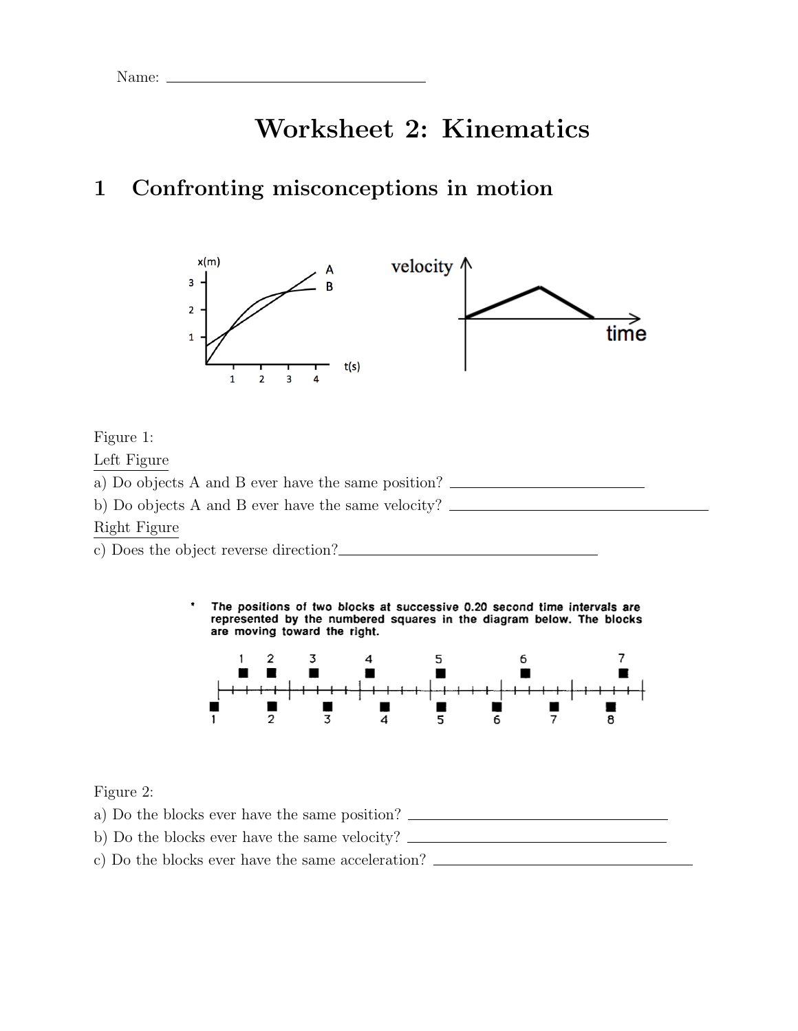Name: ____________________

# Worksheet 2: Kinematics

## 1 Confronting misconceptions in motion

Figure 1:

Left Figure

a) Do objects A and B ever have the same position? ____________________

b) Do objects A and B ever have the same velocity? ____________________

Right Figure

c) Does the object reverse direction? ____________________

* The positions of two blocks at successive 0.20 second time intervals are represented by the numbered squares in the diagram below. The blocks are moving toward the right.

Figure 2:

a) Do the blocks ever have the same position? ____________________

b) Do the blocks ever have the same velocity? ____________________

c) Do the blocks ever have the same acceleration? ____________________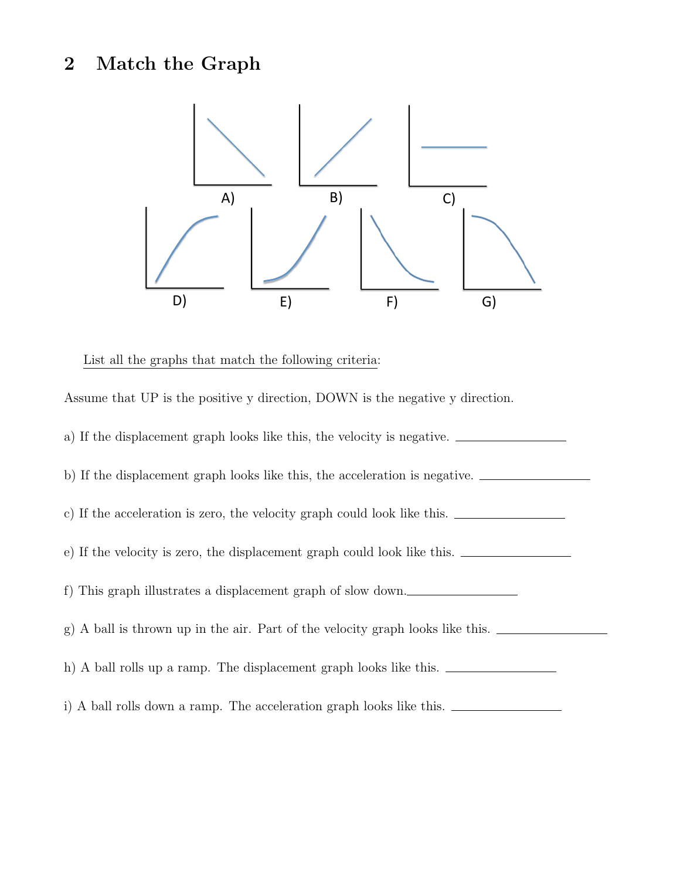## 2 Match the Graph

A) B) C)

D) E) F) G)

<u>List all the graphs that match the following criteria</u>:

Assume that UP is the positive y direction, DOWN is the negative y direction.

a) If the displacement graph looks like this, the velocity is negative. ________________

b) If the displacement graph looks like this, the acceleration is negative. ________________

c) If the acceleration is zero, the velocity graph could look like this. ________________

e) If the velocity is zero, the displacement graph could look like this. ________________

f) This graph illustrates a displacement graph of slow down.________________

g) A ball is thrown up in the air. Part of the velocity graph looks like this. ________________

h) A ball rolls up a ramp. The displacement graph looks like this. ________________

i) A ball rolls down a ramp. The acceleration graph looks like this. ________________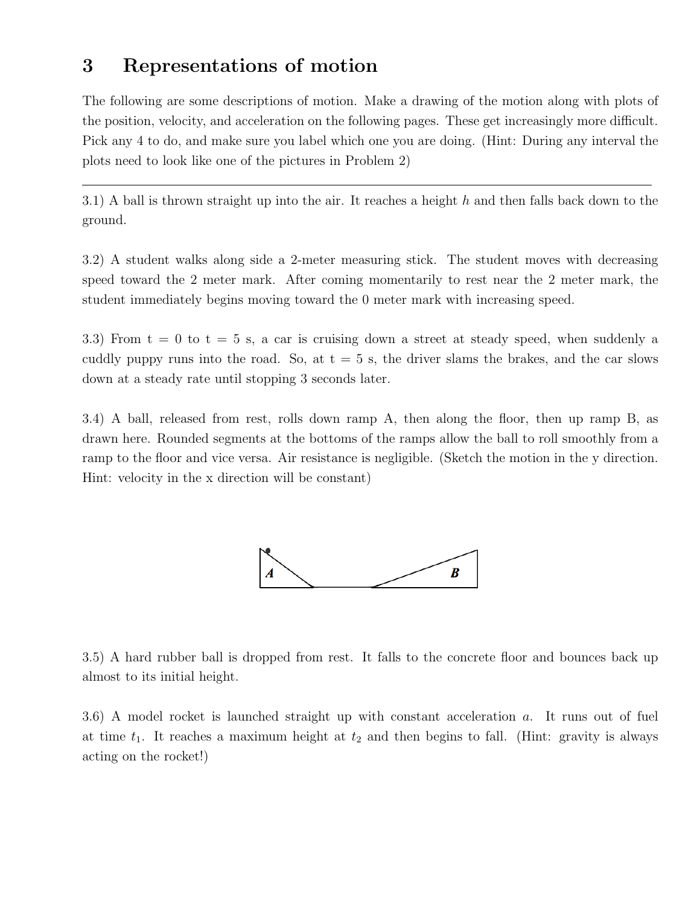# 3 Representations of motion

The following are some descriptions of motion. Make a drawing of the motion along with plots of the position, velocity, and acceleration on the following pages. These get increasingly more difficult. Pick any 4 to do, and make sure you label which one you are doing. (Hint: During any interval the plots need to look like one of the pictures in Problem 2)

---

3.1) A ball is thrown straight up into the air. It reaches a height $h$ and then falls back down to the ground.

3.2) A student walks along side a 2-meter measuring stick. The student moves with decreasing speed toward the 2 meter mark. After coming momentarily to rest near the 2 meter mark, the student immediately begins moving toward the 0 meter mark with increasing speed.

3.3) From t = 0 to t = 5 s, a car is cruising down a street at steady speed, when suddenly a cuddly puppy runs into the road. So, at t = 5 s, the driver slams the brakes, and the car slows down at a steady rate until stopping 3 seconds later.

3.4) A ball, released from rest, rolls down ramp A, then along the floor, then up ramp B, as drawn here. Rounded segments at the bottoms of the ramps allow the ball to roll smoothly from a ramp to the floor and vice versa. Air resistance is negligible. (Sketch the motion in the y direction. Hint: velocity in the x direction will be constant)

3.5) A hard rubber ball is dropped from rest. It falls to the concrete floor and bounces back up almost to its initial height.

3.6) A model rocket is launched straight up with constant acceleration $a$. It runs out of fuel at time $t_1$. It reaches a maximum height at $t_2$ and then begins to fall. (Hint: gravity is always acting on the rocket!)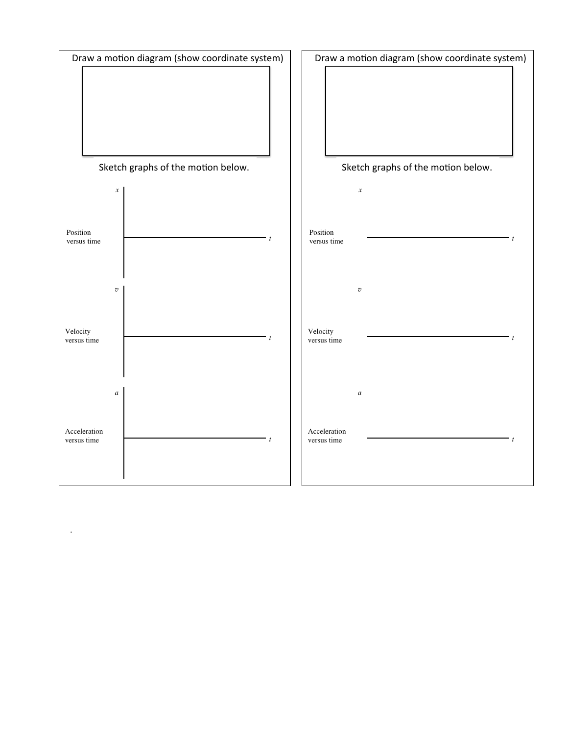Draw a motion diagram (show coordinate system)

Sketch graphs of the motion below.

Position versus time ($x$ vs. $t$)

Velocity versus time ($v$ vs. $t$)

Acceleration versus time ($a$ vs. $t$)

Draw a motion diagram (show coordinate system)

Sketch graphs of the motion below.

Position versus time ($x$ vs. $t$)

Velocity versus time ($v$ vs. $t$)

Acceleration versus time ($a$ vs. $t$)

.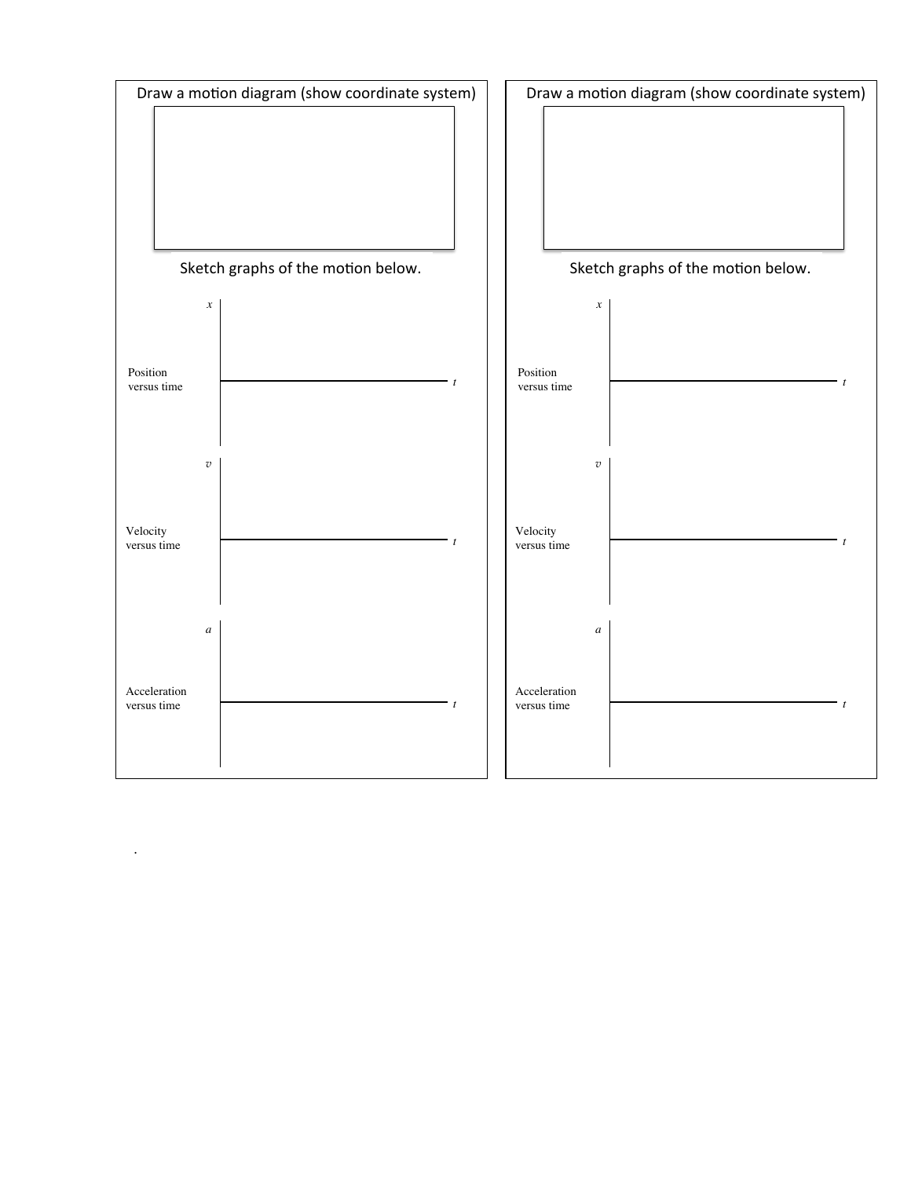Draw a motion diagram (show coordinate system)

Sketch graphs of the motion below.

$x$

Position versus time

$t$

$v$

Velocity versus time

$t$

$a$

Acceleration versus time

$t$

Draw a motion diagram (show coordinate system)

Sketch graphs of the motion below.

$x$

Position versus time

$t$

$v$

Velocity versus time

$t$

$a$

Acceleration versus time

$t$

.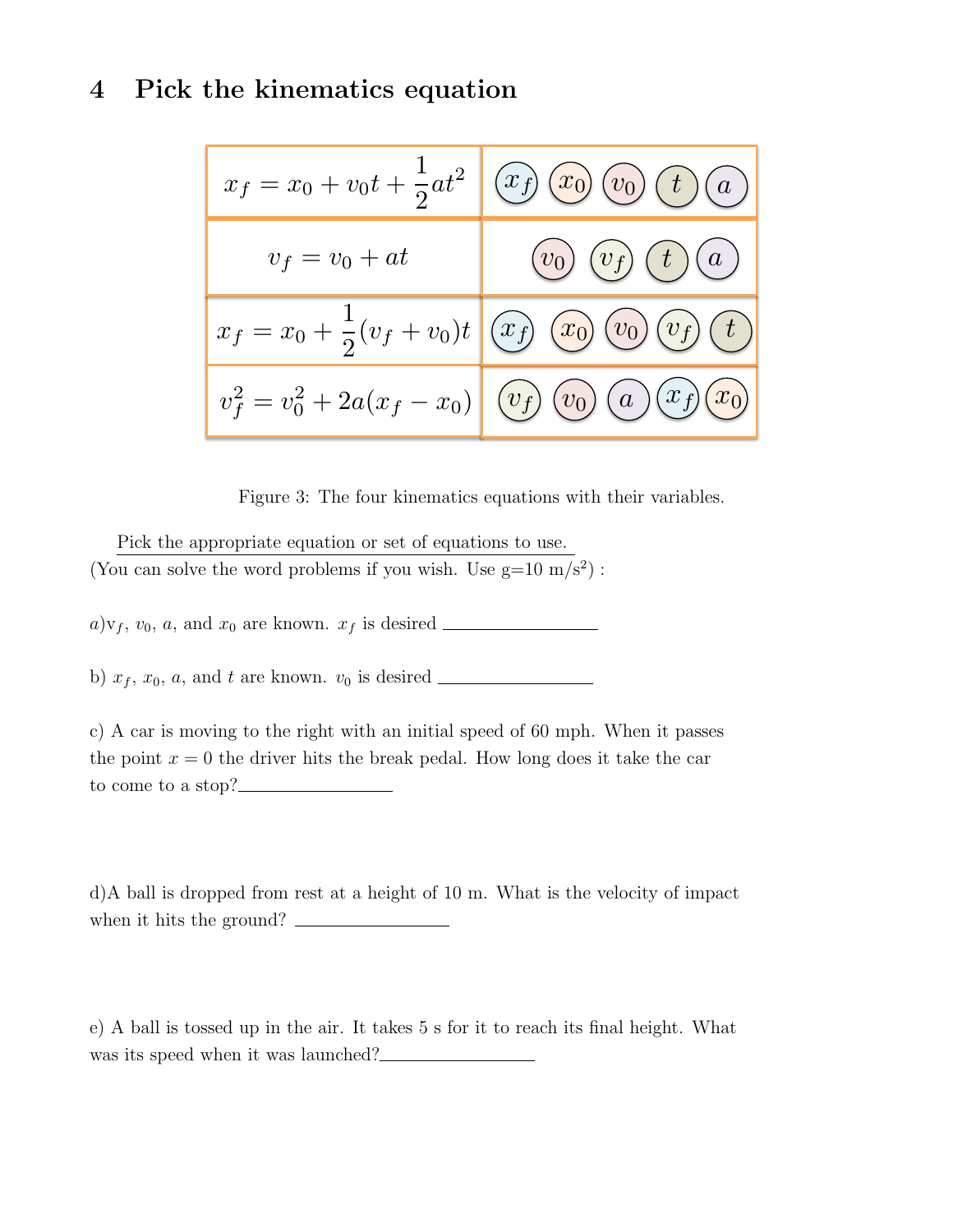# 4 Pick the kinematics equation

| Equation | Variables |
| --- | --- |
| $x_f = x_0 + v_0 t + \frac{1}{2}at^2$ | $x_f$ $x_0$ $v_0$ $t$ $a$ |
| $v_f = v_0 + at$ | $v_0$ $v_f$ $t$ $a$ |
| $x_f = x_0 + \frac{1}{2}(v_f + v_0)t$ | $x_f$ $x_0$ $v_0$ $v_f$ $t$ |
| $v_f^2 = v_0^2 + 2a(x_f - x_0)$ | $v_f$ $v_0$ $a$ $x_f$ $x_0$ |

Figure 3: The four kinematics equations with their variables.

Pick the appropriate equation or set of equations to use.
(You can solve the word problems if you wish. Use g=10 m/s$^2$) :

a) $v_f$, $v_0$, $a$, and $x_0$ are known. $x_f$ is desired ________________

b) $x_f$, $x_0$, $a$, and $t$ are known. $v_0$ is desired ________________

c) A car is moving to the right with an initial speed of 60 mph. When it passes the point $x = 0$ the driver hits the break pedal. How long does it take the car to come to a stop?________________

d) A ball is dropped from rest at a height of 10 m. What is the velocity of impact when it hits the ground? ________________

e) A ball is tossed up in the air. It takes 5 s for it to reach its final height. What was its speed when it was launched?________________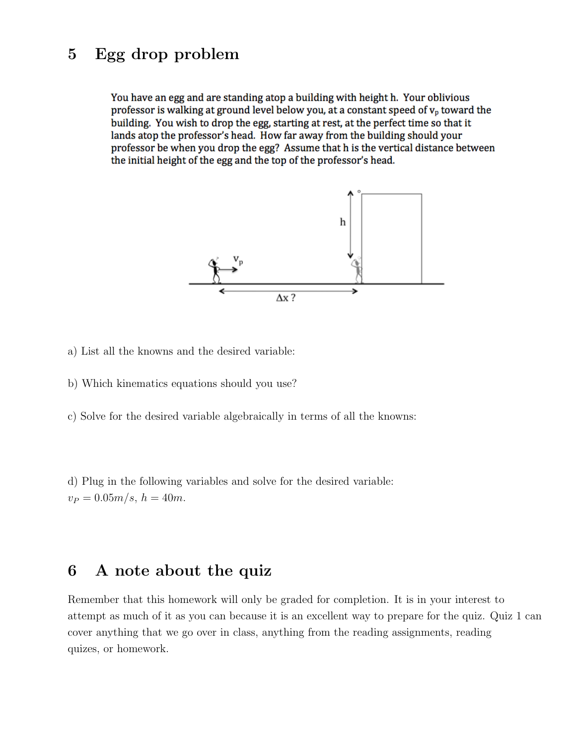## 5 Egg drop problem

You have an egg and are standing atop a building with height h. Your oblivious professor is walking at ground level below you, at a constant speed of $v_p$ toward the building. You wish to drop the egg, starting at rest, at the perfect time so that it lands atop the professor's head. How far away from the building should your professor be when you drop the egg? Assume that h is the vertical distance between the initial height of the egg and the top of the professor's head.

h

$V_p$

$\Delta x$ ?

a) List all the knowns and the desired variable:

b) Which kinematics equations should you use?

c) Solve for the desired variable algebraically in terms of all the knowns:

d) Plug in the following variables and solve for the desired variable:
$v_P = 0.05 m/s$, $h = 40 m$.

## 6 A note about the quiz

Remember that this homework will only be graded for completion. It is in your interest to attempt as much of it as you can because it is an excellent way to prepare for the quiz. Quiz 1 can cover anything that we go over in class, anything from the reading assignments, reading quizes, or homework.